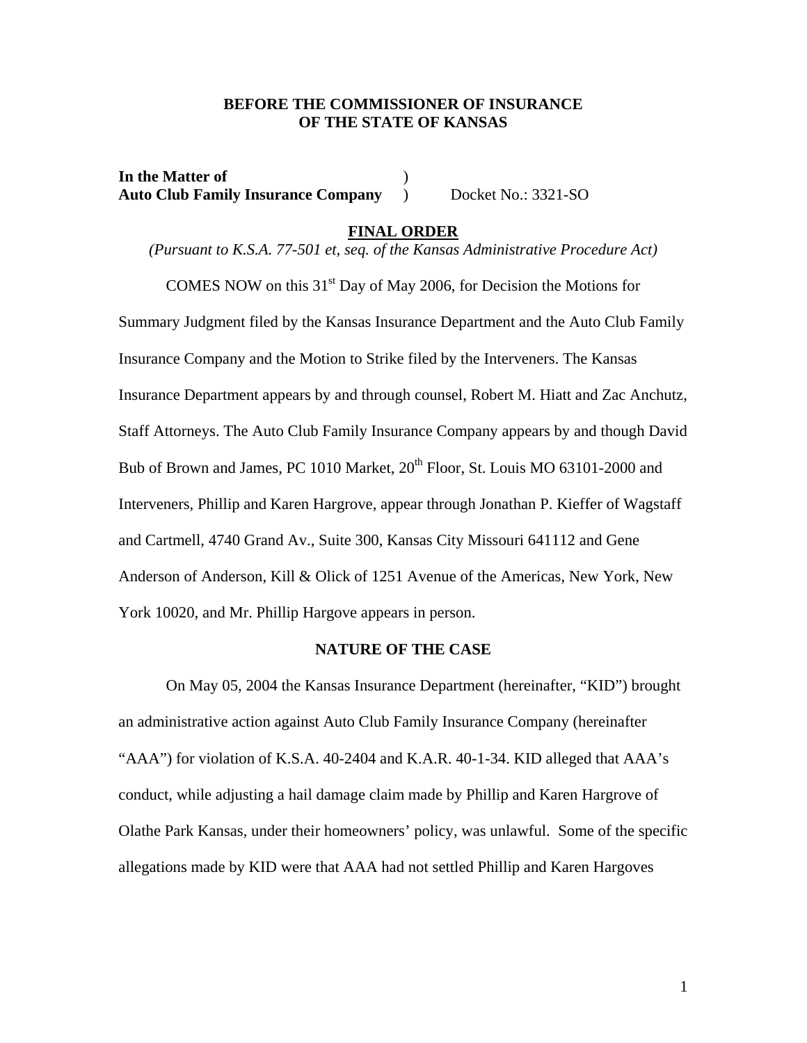**BEFORE THE COMMISSIONER OF INSURANCE**
**OF THE STATE OF KANSAS**

**In the Matter of** )
**Auto Club Family Insurance Company** ) Docket No.: 3321-SO

## FINAL ORDER

*(Pursuant to K.S.A. 77-501 et, seq. of the Kansas Administrative Procedure Act)*

COMES NOW on this 31st Day of May 2006, for Decision the Motions for Summary Judgment filed by the Kansas Insurance Department and the Auto Club Family Insurance Company and the Motion to Strike filed by the Interveners. The Kansas Insurance Department appears by and through counsel, Robert M. Hiatt and Zac Anchutz, Staff Attorneys. The Auto Club Family Insurance Company appears by and though David Bub of Brown and James, PC 1010 Market, 20th Floor, St. Louis MO 63101-2000 and Interveners, Phillip and Karen Hargrove, appear through Jonathan P. Kieffer of Wagstaff and Cartmell, 4740 Grand Av., Suite 300, Kansas City Missouri 641112 and Gene Anderson of Anderson, Kill & Olick of 1251 Avenue of the Americas, New York, New York 10020, and Mr. Phillip Hargove appears in person.

### NATURE OF THE CASE

On May 05, 2004 the Kansas Insurance Department (hereinafter, "KID") brought an administrative action against Auto Club Family Insurance Company (hereinafter "AAA") for violation of K.S.A. 40-2404 and K.A.R. 40-1-34. KID alleged that AAA's conduct, while adjusting a hail damage claim made by Phillip and Karen Hargrove of Olathe Park Kansas, under their homeowners' policy, was unlawful. Some of the specific allegations made by KID were that AAA had not settled Phillip and Karen Hargoves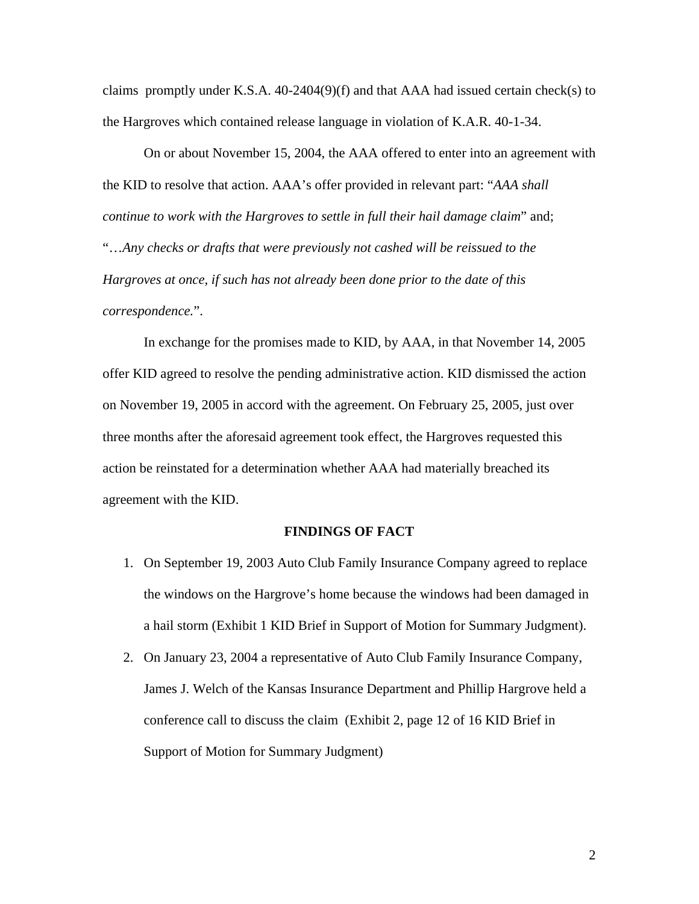claims promptly under K.S.A. 40-2404(9)(f) and that AAA had issued certain check(s) to the Hargroves which contained release language in violation of K.A.R. 40-1-34.

On or about November 15, 2004, the AAA offered to enter into an agreement with the KID to resolve that action. AAA's offer provided in relevant part: "*AAA shall continue to work with the Hargroves to settle in full their hail damage claim*" and; "…*Any checks or drafts that were previously not cashed will be reissued to the Hargroves at once, if such has not already been done prior to the date of this correspondence.*".

In exchange for the promises made to KID, by AAA, in that November 14, 2005 offer KID agreed to resolve the pending administrative action. KID dismissed the action on November 19, 2005 in accord with the agreement. On February 25, 2005, just over three months after the aforesaid agreement took effect, the Hargroves requested this action be reinstated for a determination whether AAA had materially breached its agreement with the KID.

**FINDINGS OF FACT**

1. On September 19, 2003 Auto Club Family Insurance Company agreed to replace the windows on the Hargrove's home because the windows had been damaged in a hail storm (Exhibit 1 KID Brief in Support of Motion for Summary Judgment).
2. On January 23, 2004 a representative of Auto Club Family Insurance Company, James J. Welch of the Kansas Insurance Department and Phillip Hargrove held a conference call to discuss the claim (Exhibit 2, page 12 of 16 KID Brief in Support of Motion for Summary Judgment)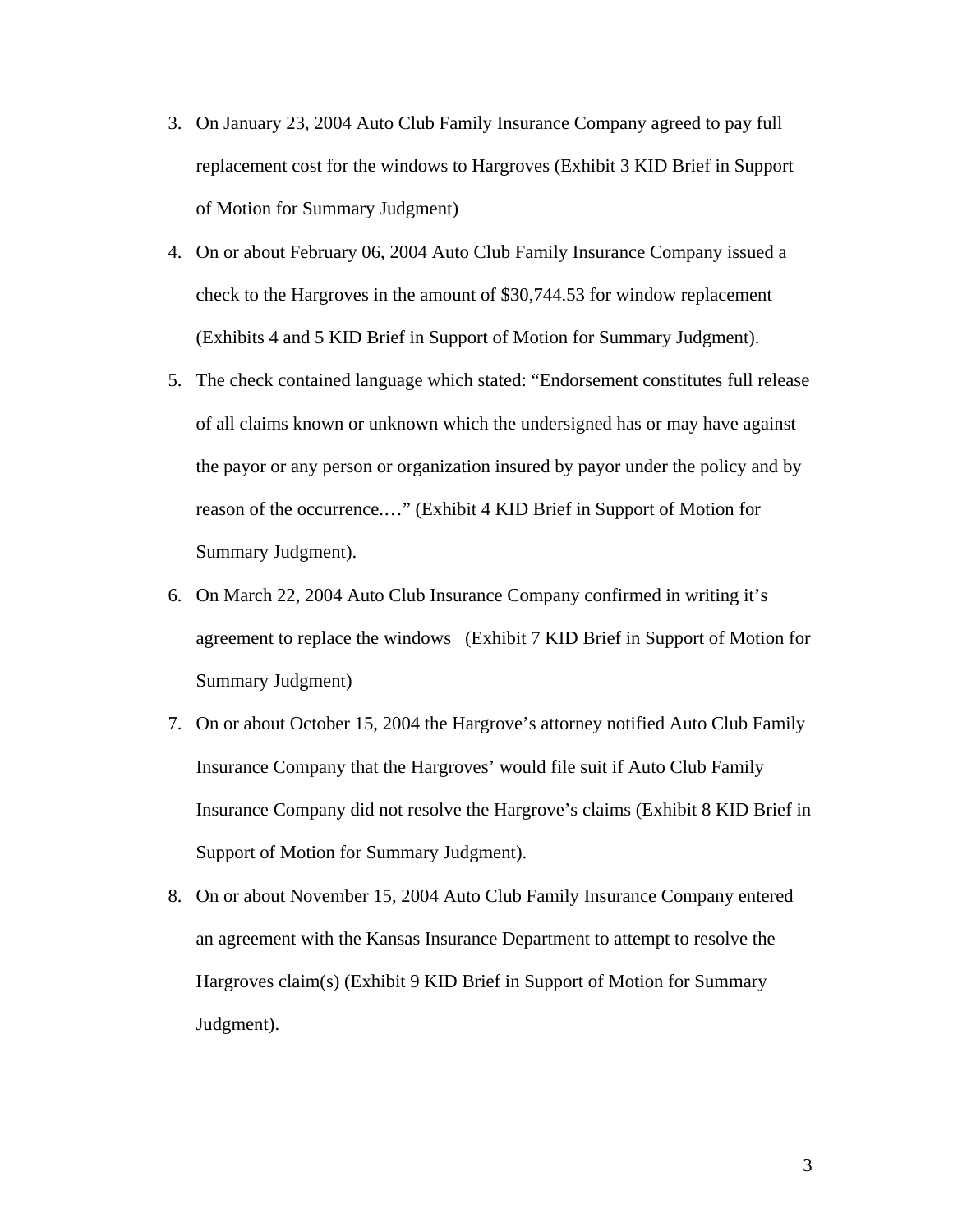3. On January 23, 2004 Auto Club Family Insurance Company agreed to pay full replacement cost for the windows to Hargroves (Exhibit 3 KID Brief in Support of Motion for Summary Judgment)

4. On or about February 06, 2004 Auto Club Family Insurance Company issued a check to the Hargroves in the amount of $30,744.53 for window replacement (Exhibits 4 and 5 KID Brief in Support of Motion for Summary Judgment).

5. The check contained language which stated: "Endorsement constitutes full release of all claims known or unknown which the undersigned has or may have against the payor or any person or organization insured by payor under the policy and by reason of the occurrence.…" (Exhibit 4 KID Brief in Support of Motion for Summary Judgment).

6. On March 22, 2004 Auto Club Insurance Company confirmed in writing it's agreement to replace the windows (Exhibit 7 KID Brief in Support of Motion for Summary Judgment)

7. On or about October 15, 2004 the Hargrove's attorney notified Auto Club Family Insurance Company that the Hargroves' would file suit if Auto Club Family Insurance Company did not resolve the Hargrove's claims (Exhibit 8 KID Brief in Support of Motion for Summary Judgment).

8. On or about November 15, 2004 Auto Club Family Insurance Company entered an agreement with the Kansas Insurance Department to attempt to resolve the Hargroves claim(s) (Exhibit 9 KID Brief in Support of Motion for Summary Judgment).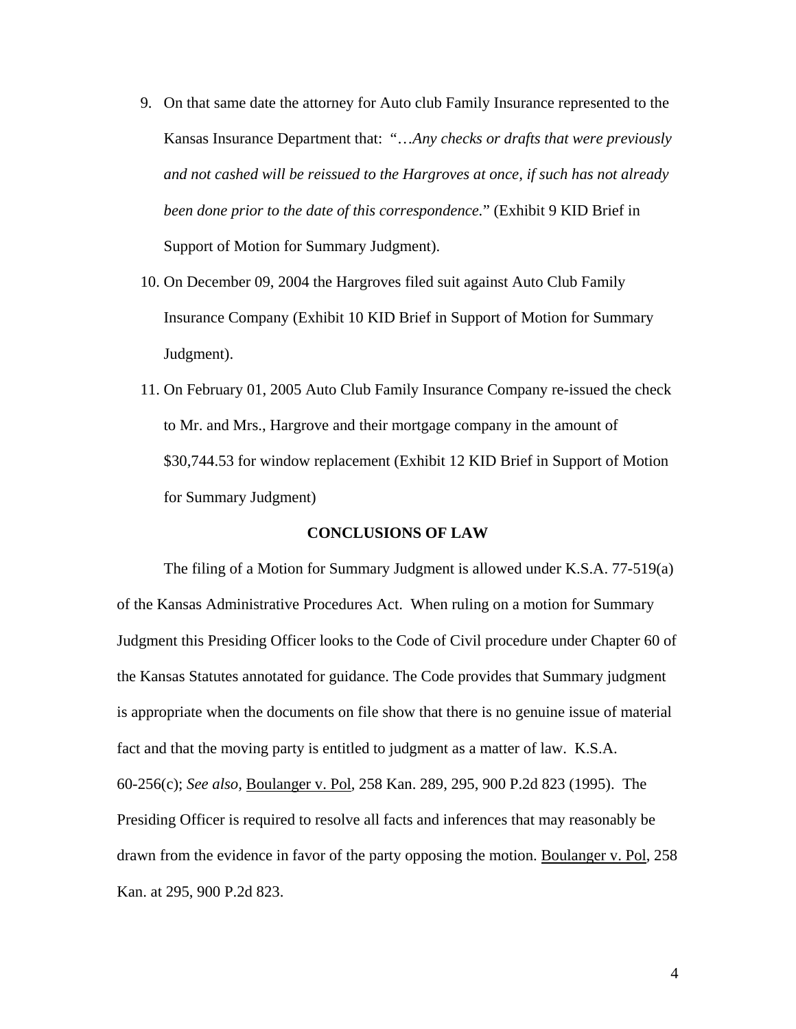9. On that same date the attorney for Auto club Family Insurance represented to the Kansas Insurance Department that: "…*Any checks or drafts that were previously and not cashed will be reissued to the Hargroves at once, if such has not already been done prior to the date of this correspondence.*" (Exhibit 9 KID Brief in Support of Motion for Summary Judgment).

10. On December 09, 2004 the Hargroves filed suit against Auto Club Family Insurance Company (Exhibit 10 KID Brief in Support of Motion for Summary Judgment).

11. On February 01, 2005 Auto Club Family Insurance Company re-issued the check to Mr. and Mrs., Hargrove and their mortgage company in the amount of $30,744.53 for window replacement (Exhibit 12 KID Brief in Support of Motion for Summary Judgment)

**CONCLUSIONS OF LAW**

The filing of a Motion for Summary Judgment is allowed under K.S.A. 77-519(a) of the Kansas Administrative Procedures Act. When ruling on a motion for Summary Judgment this Presiding Officer looks to the Code of Civil procedure under Chapter 60 of the Kansas Statutes annotated for guidance. The Code provides that Summary judgment is appropriate when the documents on file show that there is no genuine issue of material fact and that the moving party is entitled to judgment as a matter of law. K.S.A. 60-256(c); *See also*, Boulanger v. Pol, 258 Kan. 289, 295, 900 P.2d 823 (1995). The Presiding Officer is required to resolve all facts and inferences that may reasonably be drawn from the evidence in favor of the party opposing the motion. Boulanger v. Pol, 258 Kan. at 295, 900 P.2d 823.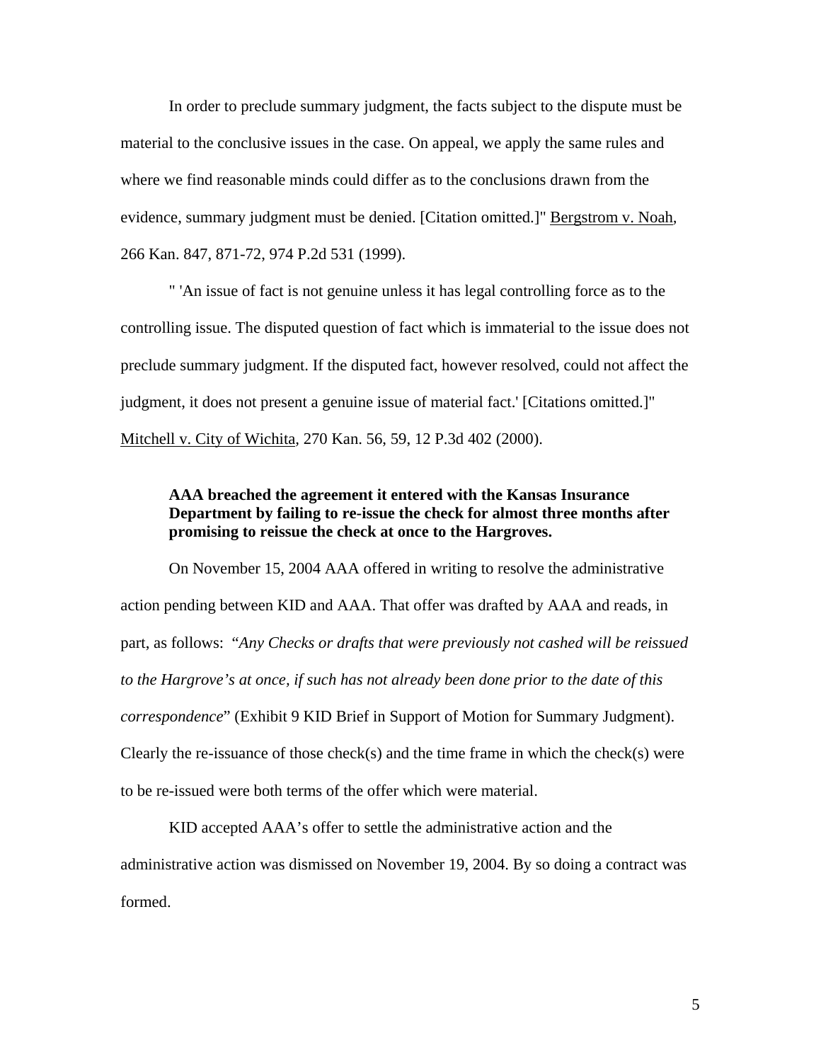In order to preclude summary judgment, the facts subject to the dispute must be material to the conclusive issues in the case. On appeal, we apply the same rules and where we find reasonable minds could differ as to the conclusions drawn from the evidence, summary judgment must be denied. [Citation omitted.]" Bergstrom v. Noah, 266 Kan. 847, 871-72, 974 P.2d 531 (1999).

" 'An issue of fact is not genuine unless it has legal controlling force as to the controlling issue. The disputed question of fact which is immaterial to the issue does not preclude summary judgment. If the disputed fact, however resolved, could not affect the judgment, it does not present a genuine issue of material fact.' [Citations omitted.]" Mitchell v. City of Wichita, 270 Kan. 56, 59, 12 P.3d 402 (2000).

**AAA breached the agreement it entered with the Kansas Insurance Department by failing to re-issue the check for almost three months after promising to reissue the check at once to the Hargroves.**

On November 15, 2004 AAA offered in writing to resolve the administrative action pending between KID and AAA. That offer was drafted by AAA and reads, in part, as follows: "*Any Checks or drafts that were previously not cashed will be reissued to the Hargrove's at once, if such has not already been done prior to the date of this correspondence*" (Exhibit 9 KID Brief in Support of Motion for Summary Judgment). Clearly the re-issuance of those check(s) and the time frame in which the check(s) were to be re-issued were both terms of the offer which were material.

KID accepted AAA's offer to settle the administrative action and the administrative action was dismissed on November 19, 2004. By so doing a contract was formed.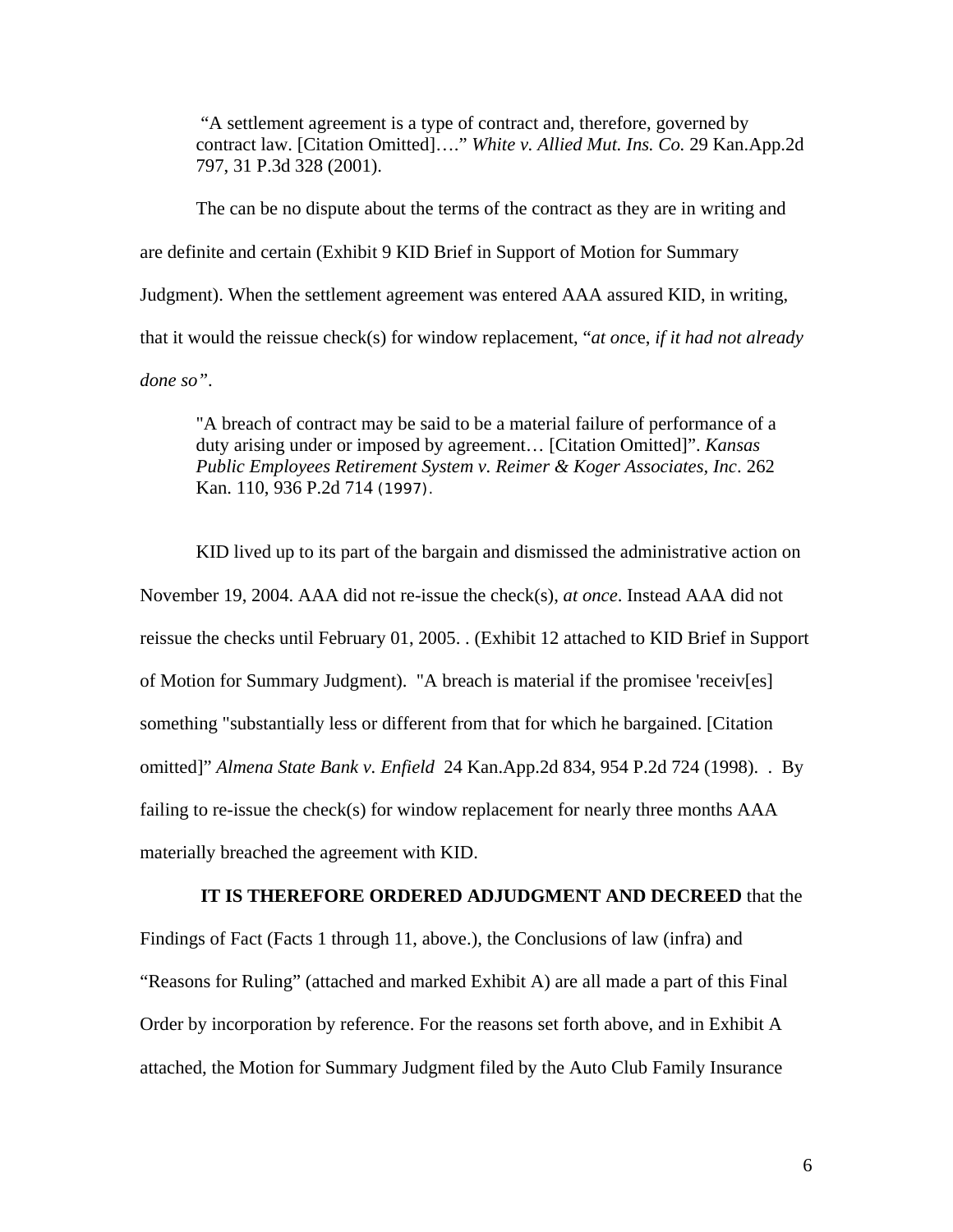> "A settlement agreement is a type of contract and, therefore, governed by contract law. [Citation Omitted]…." *White v. Allied Mut. Ins. Co.* 29 Kan.App.2d 797, 31 P.3d 328 (2001).

The can be no dispute about the terms of the contract as they are in writing and are definite and certain (Exhibit 9 KID Brief in Support of Motion for Summary Judgment). When the settlement agreement was entered AAA assured KID, in writing, that it would the reissue check(s) for window replacement, "*at onc*e, *if it had not already done so"*.

> "A breach of contract may be said to be a material failure of performance of a duty arising under or imposed by agreement… [Citation Omitted]". *Kansas Public Employees Retirement System v. Reimer & Koger Associates, Inc*. 262 Kan. 110, 936 P.2d 714 (1997).

KID lived up to its part of the bargain and dismissed the administrative action on November 19, 2004. AAA did not re-issue the check(s), *at once*. Instead AAA did not reissue the checks until February 01, 2005. . (Exhibit 12 attached to KID Brief in Support of Motion for Summary Judgment). "A breach is material if the promisee 'receiv[es] something "substantially less or different from that for which he bargained. [Citation omitted]" *Almena State Bank v. Enfield* 24 Kan.App.2d 834, 954 P.2d 724 (1998). . By failing to re-issue the check(s) for window replacement for nearly three months AAA materially breached the agreement with KID.

**IT IS THEREFORE ORDERED ADJUDGMENT AND DECREED** that the Findings of Fact (Facts 1 through 11, above.), the Conclusions of law (infra) and "Reasons for Ruling" (attached and marked Exhibit A) are all made a part of this Final Order by incorporation by reference. For the reasons set forth above, and in Exhibit A attached, the Motion for Summary Judgment filed by the Auto Club Family Insurance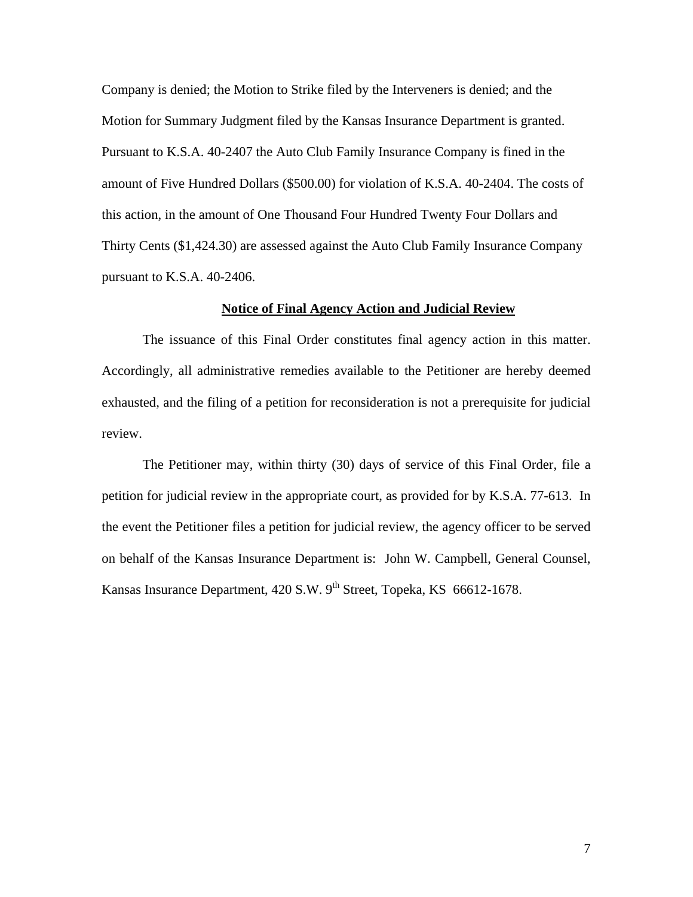Company is denied; the Motion to Strike filed by the Interveners is denied; and the Motion for Summary Judgment filed by the Kansas Insurance Department is granted. Pursuant to K.S.A. 40-2407 the Auto Club Family Insurance Company is fined in the amount of Five Hundred Dollars ($500.00) for violation of K.S.A. 40-2404. The costs of this action, in the amount of One Thousand Four Hundred Twenty Four Dollars and Thirty Cents ($1,424.30) are assessed against the Auto Club Family Insurance Company pursuant to K.S.A. 40-2406.

**Notice of Final Agency Action and Judicial Review**

The issuance of this Final Order constitutes final agency action in this matter. Accordingly, all administrative remedies available to the Petitioner are hereby deemed exhausted, and the filing of a petition for reconsideration is not a prerequisite for judicial review.

The Petitioner may, within thirty (30) days of service of this Final Order, file a petition for judicial review in the appropriate court, as provided for by K.S.A. 77-613. In the event the Petitioner files a petition for judicial review, the agency officer to be served on behalf of the Kansas Insurance Department is: John W. Campbell, General Counsel, Kansas Insurance Department, 420 S.W. 9th Street, Topeka, KS 66612-1678.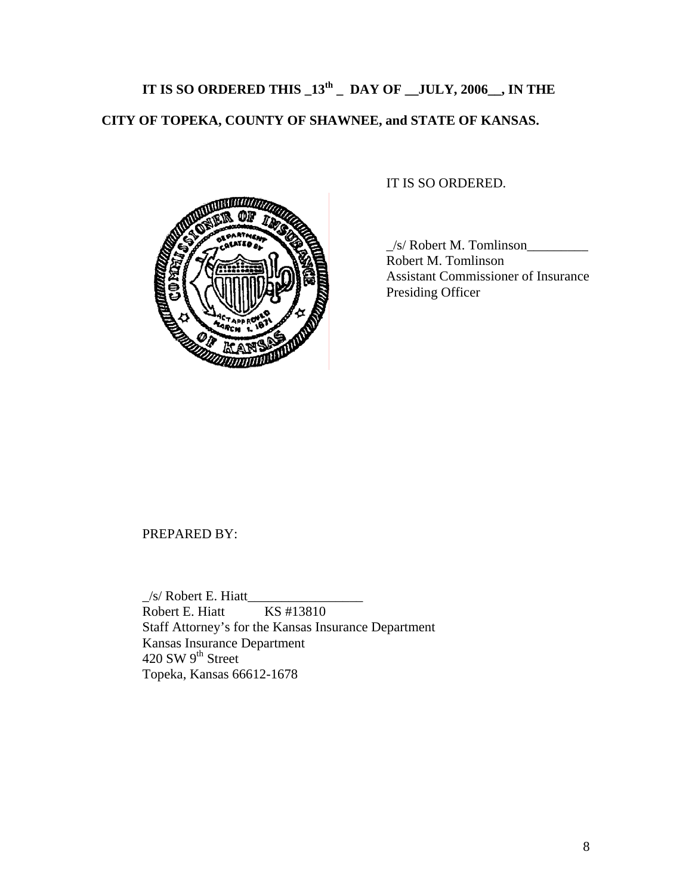**IT IS SO ORDERED THIS _13th _ DAY OF __JULY, 2006__, IN THE CITY OF TOPEKA, COUNTY OF SHAWNEE, and STATE OF KANSAS.**

IT IS SO ORDERED.

_/s/ Robert M. Tomlinson_________
Robert M. Tomlinson
Assistant Commissioner of Insurance
Presiding Officer

PREPARED BY:

_/s/ Robert E. Hiatt_________________
Robert E. Hiatt KS #13810
Staff Attorney's for the Kansas Insurance Department
Kansas Insurance Department
420 SW 9th Street
Topeka, Kansas 66612-1678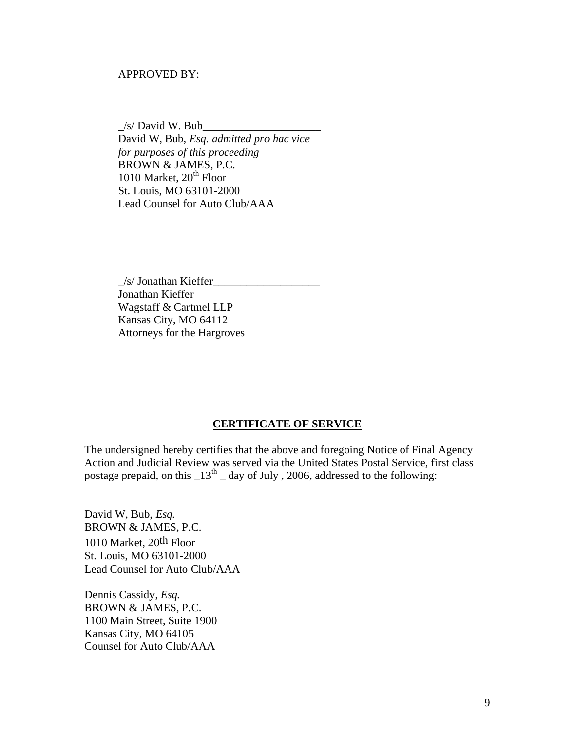APPROVED BY:

_/s/ David W. Bub_____________________
David W, Bub, *Esq. admitted pro hac vice for purposes of this proceeding*
BROWN & JAMES, P.C.
1010 Market, 20th Floor
St. Louis, MO 63101-2000
Lead Counsel for Auto Club/AAA

_/s/ Jonathan Kieffer___________________
Jonathan Kieffer
Wagstaff & Cartmel LLP
Kansas City, MO 64112
Attorneys for the Hargroves

**<u>CERTIFICATE OF SERVICE</u>**

The undersigned hereby certifies that the above and foregoing Notice of Final Agency Action and Judicial Review was served via the United States Postal Service, first class postage prepaid, on this _13th _ day of July , 2006, addressed to the following:

David W, Bub, *Esq.*
BROWN & JAMES, P.C.
1010 Market, 20th Floor
St. Louis, MO 63101-2000
Lead Counsel for Auto Club/AAA

Dennis Cassidy, *Esq.*
BROWN & JAMES, P.C.
1100 Main Street, Suite 1900
Kansas City, MO 64105
Counsel for Auto Club/AAA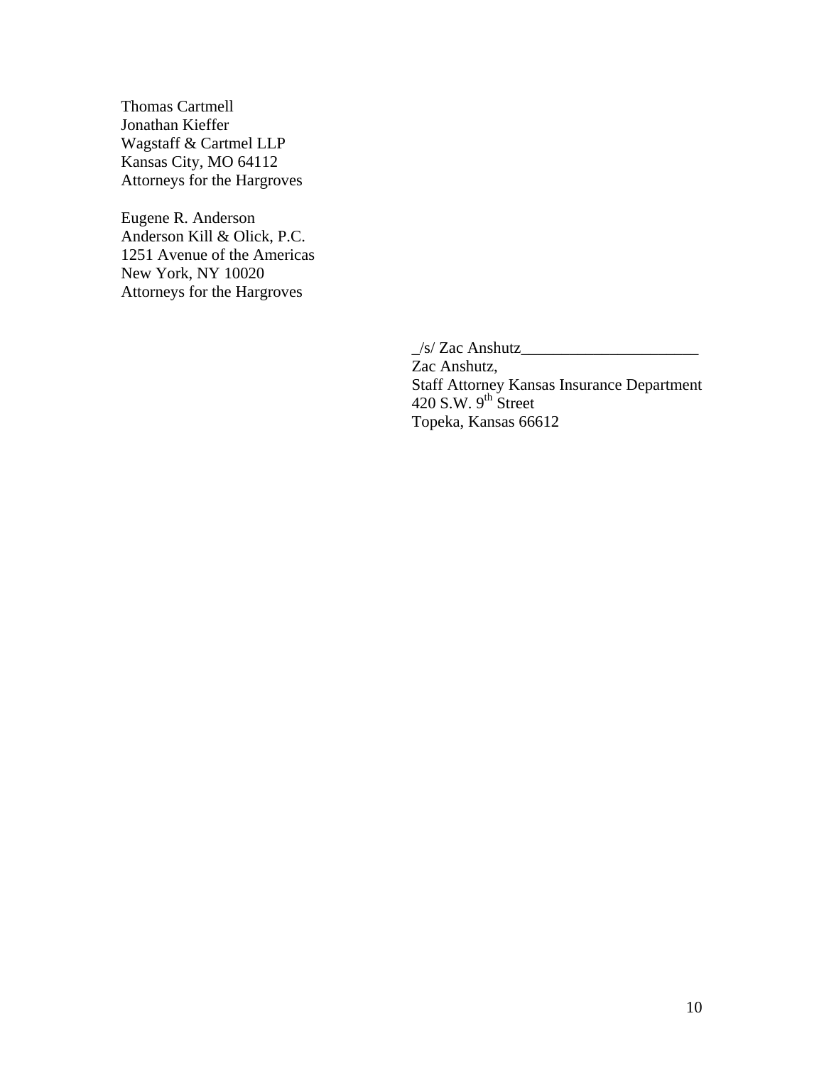Thomas Cartmell
Jonathan Kieffer
Wagstaff & Cartmel LLP
Kansas City, MO 64112
Attorneys for the Hargroves

Eugene R. Anderson
Anderson Kill & Olick, P.C.
1251 Avenue of the Americas
New York, NY 10020
Attorneys for the Hargroves

_/s/ Zac Anshutz______________________
Zac Anshutz,
Staff Attorney Kansas Insurance Department
420 S.W. 9th Street
Topeka, Kansas 66612